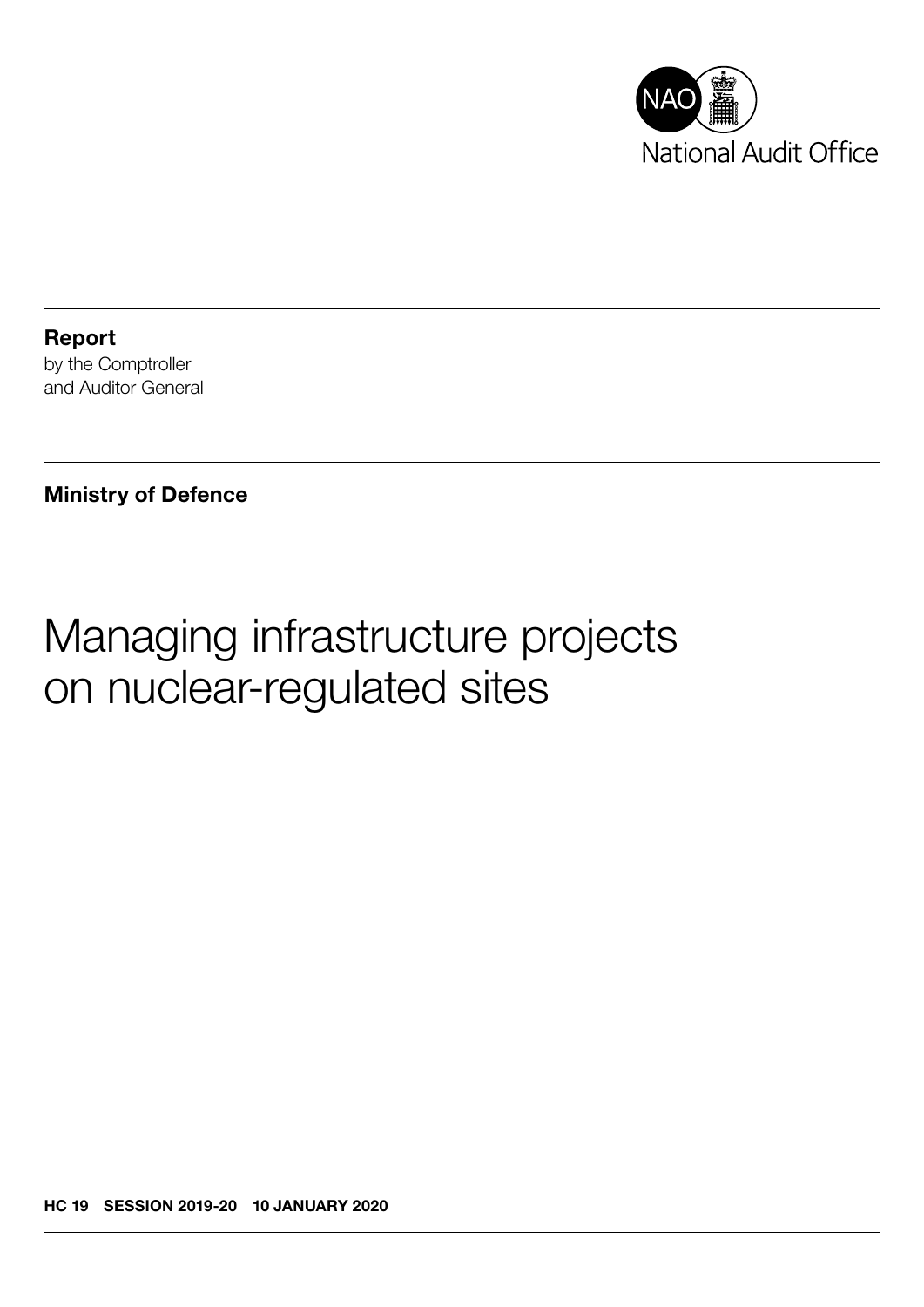National Audit Office

**Report**
by the Comptroller
and Auditor General

**Ministry of Defence**

# Managing infrastructure projects on nuclear-regulated sites

**HC 19 SESSION 2019-20 10 JANUARY 2020**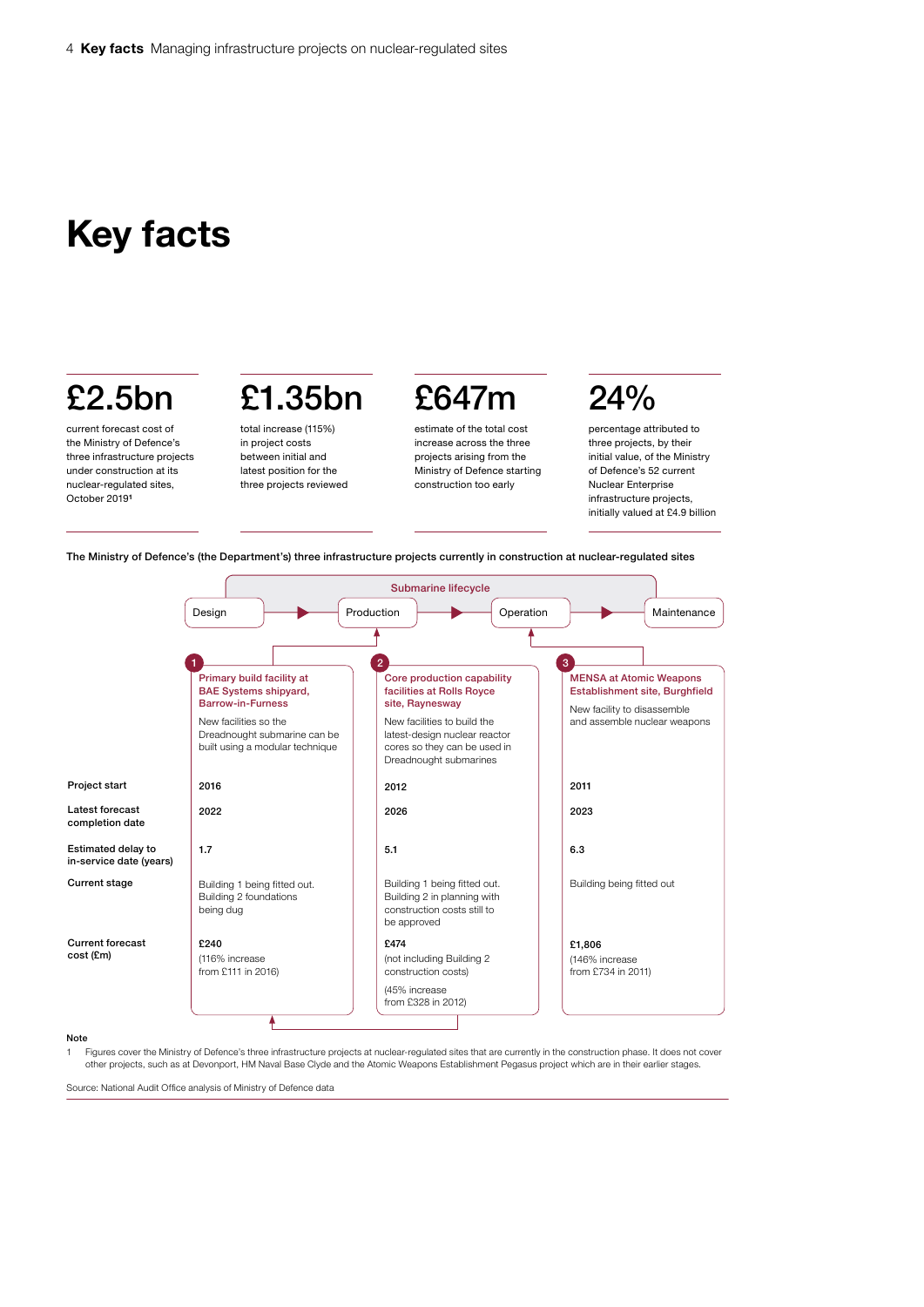# Key facts

**£2.5bn**

current forecast cost of the Ministry of Defence's three infrastructure projects under construction at its nuclear-regulated sites, October 2019[1]

**£1.35bn**

total increase (115%) in project costs between initial and latest position for the three projects reviewed

**£647m**

estimate of the total cost increase across the three projects arising from the Ministry of Defence starting construction too early

**24%**

percentage attributed to three projects, by their initial value, of the Ministry of Defence's 52 current Nuclear Enterprise infrastructure projects, initially valued at £4.9 billion

**The Ministry of Defence's (the Department's) three infrastructure projects currently in construction at nuclear-regulated sites**

Submarine lifecycle: Design → Production → Operation → Maintenance

| | 1 Primary build facility at BAE Systems shipyard, Barrow-in-Furness | 2 Core production capability facilities at Rolls Royce site, Raynesway | 3 MENSA at Atomic Weapons Establishment site, Burghfield |
|---|---|---|---|
| | New facilities so the Dreadnought submarine can be built using a modular technique | New facilities to build the latest-design nuclear reactor cores so they can be used in Dreadnought submarines | New facility to disassemble and assemble nuclear weapons |
| Project start | 2016 | 2012 | 2011 |
| Latest forecast completion date | 2022 | 2026 | 2023 |
| Estimated delay to in-service date (years) | 1.7 | 5.1 | 6.3 |
| Current stage | Building 1 being fitted out. Building 2 foundations being dug | Building 1 being fitted out. Building 2 in planning with construction costs still to be approved | Building being fitted out |
| Current forecast cost (£m) | £240 (116% increase from £111 in 2016) | £474 (not including Building 2 construction costs) (45% increase from £328 in 2012) | £1,806 (146% increase from £734 in 2011) |

Note

1 Figures cover the Ministry of Defence's three infrastructure projects at nuclear-regulated sites that are currently in the construction phase. It does not cover other projects, such as at Devonport, HM Naval Base Clyde and the Atomic Weapons Establishment Pegasus project which are in their earlier stages.

Source: National Audit Office analysis of Ministry of Defence data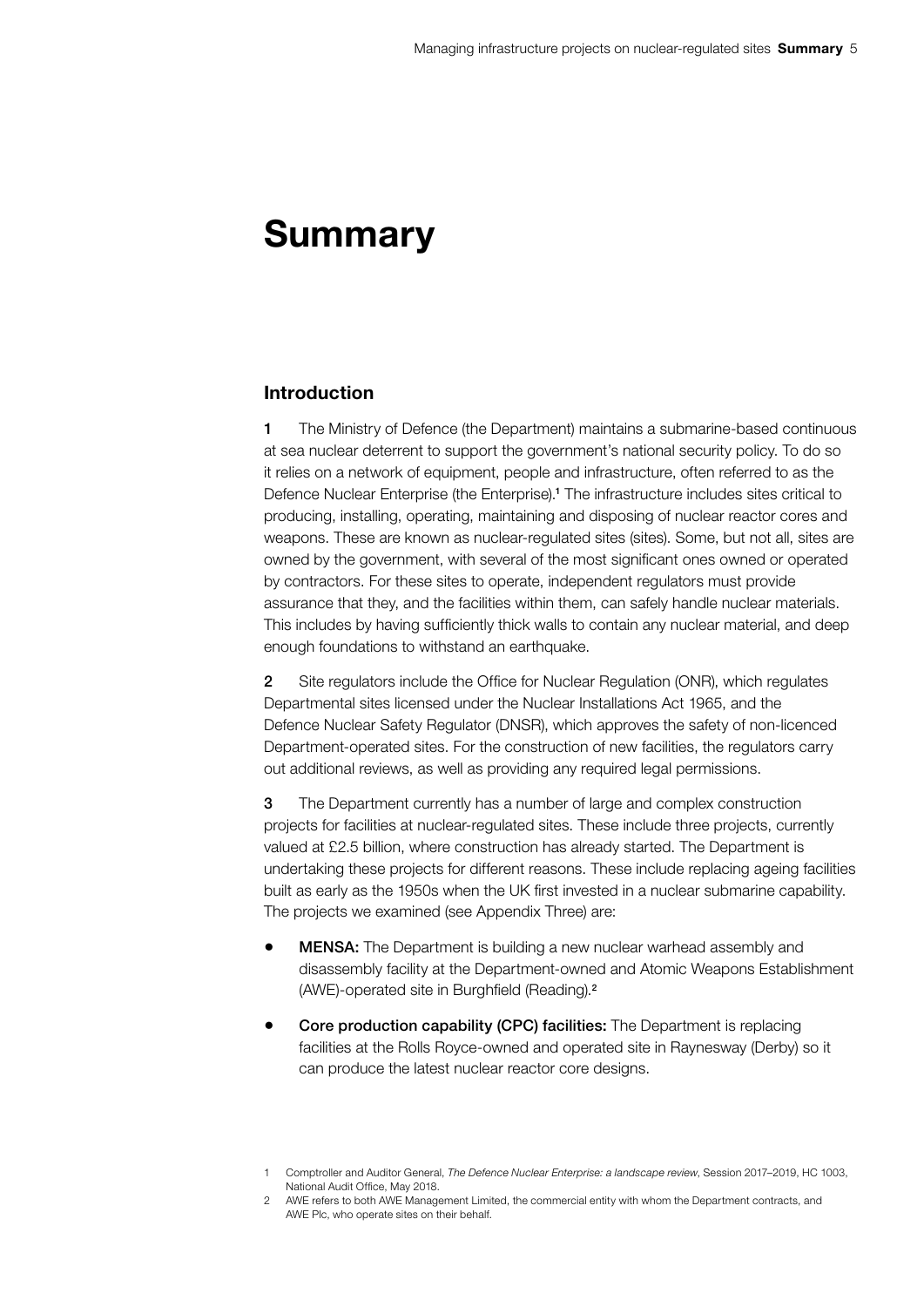# Summary

## Introduction

**1** The Ministry of Defence (the Department) maintains a submarine-based continuous at sea nuclear deterrent to support the government's national security policy. To do so it relies on a network of equipment, people and infrastructure, often referred to as the Defence Nuclear Enterprise (the Enterprise).[1] The infrastructure includes sites critical to producing, installing, operating, maintaining and disposing of nuclear reactor cores and weapons. These are known as nuclear-regulated sites (sites). Some, but not all, sites are owned by the government, with several of the most significant ones owned or operated by contractors. For these sites to operate, independent regulators must provide assurance that they, and the facilities within them, can safely handle nuclear materials. This includes by having sufficiently thick walls to contain any nuclear material, and deep enough foundations to withstand an earthquake.

**2** Site regulators include the Office for Nuclear Regulation (ONR), which regulates Departmental sites licensed under the Nuclear Installations Act 1965, and the Defence Nuclear Safety Regulator (DNSR), which approves the safety of non-licenced Department-operated sites. For the construction of new facilities, the regulators carry out additional reviews, as well as providing any required legal permissions.

**3** The Department currently has a number of large and complex construction projects for facilities at nuclear-regulated sites. These include three projects, currently valued at £2.5 billion, where construction has already started. The Department is undertaking these projects for different reasons. These include replacing ageing facilities built as early as the 1950s when the UK first invested in a nuclear submarine capability. The projects we examined (see Appendix Three) are:

- **MENSA:** The Department is building a new nuclear warhead assembly and disassembly facility at the Department-owned and Atomic Weapons Establishment (AWE)-operated site in Burghfield (Reading).[2]
- **Core production capability (CPC) facilities:** The Department is replacing facilities at the Rolls Royce-owned and operated site in Raynesway (Derby) so it can produce the latest nuclear reactor core designs.

1 Comptroller and Auditor General, *The Defence Nuclear Enterprise: a landscape review*, Session 2017–2019, HC 1003, National Audit Office, May 2018.

2 AWE refers to both AWE Management Limited, the commercial entity with whom the Department contracts, and AWE Plc, who operate sites on their behalf.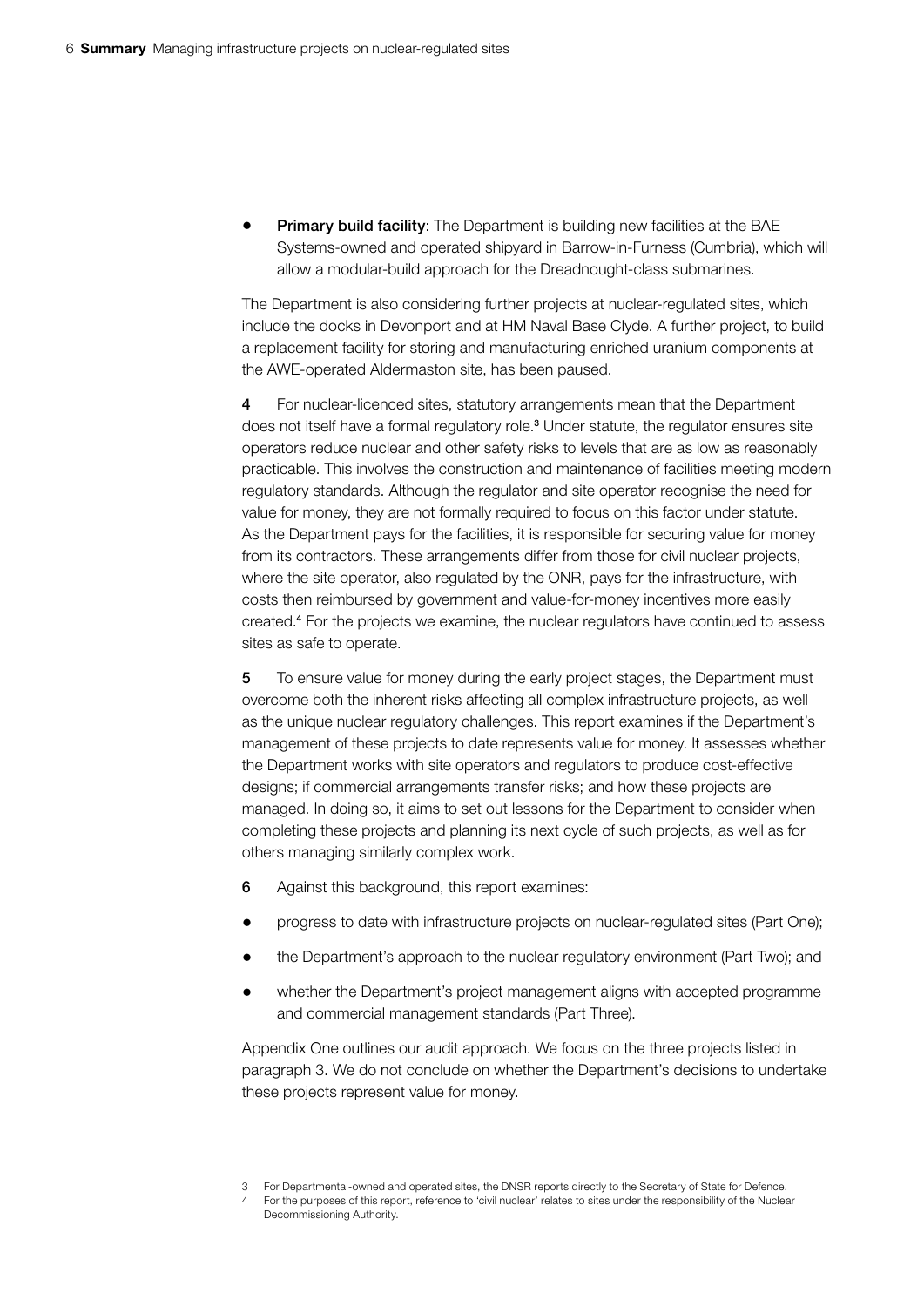- **Primary build facility**: The Department is building new facilities at the BAE Systems-owned and operated shipyard in Barrow-in-Furness (Cumbria), which will allow a modular-build approach for the Dreadnought-class submarines.

The Department is also considering further projects at nuclear-regulated sites, which include the docks in Devonport and at HM Naval Base Clyde. A further project, to build a replacement facility for storing and manufacturing enriched uranium components at the AWE-operated Aldermaston site, has been paused.

**4** For nuclear-licenced sites, statutory arrangements mean that the Department does not itself have a formal regulatory role.[3] Under statute, the regulator ensures site operators reduce nuclear and other safety risks to levels that are as low as reasonably practicable. This involves the construction and maintenance of facilities meeting modern regulatory standards. Although the regulator and site operator recognise the need for value for money, they are not formally required to focus on this factor under statute. As the Department pays for the facilities, it is responsible for securing value for money from its contractors. These arrangements differ from those for civil nuclear projects, where the site operator, also regulated by the ONR, pays for the infrastructure, with costs then reimbursed by government and value-for-money incentives more easily created.[4] For the projects we examine, the nuclear regulators have continued to assess sites as safe to operate.

**5** To ensure value for money during the early project stages, the Department must overcome both the inherent risks affecting all complex infrastructure projects, as well as the unique nuclear regulatory challenges. This report examines if the Department's management of these projects to date represents value for money. It assesses whether the Department works with site operators and regulators to produce cost-effective designs; if commercial arrangements transfer risks; and how these projects are managed. In doing so, it aims to set out lessons for the Department to consider when completing these projects and planning its next cycle of such projects, as well as for others managing similarly complex work.

**6** Against this background, this report examines:

- progress to date with infrastructure projects on nuclear-regulated sites (Part One);
- the Department's approach to the nuclear regulatory environment (Part Two); and
- whether the Department's project management aligns with accepted programme and commercial management standards (Part Three).

Appendix One outlines our audit approach. We focus on the three projects listed in paragraph 3. We do not conclude on whether the Department's decisions to undertake these projects represent value for money.

3 For Departmental-owned and operated sites, the DNSR reports directly to the Secretary of State for Defence.

4 For the purposes of this report, reference to 'civil nuclear' relates to sites under the responsibility of the Nuclear Decommissioning Authority.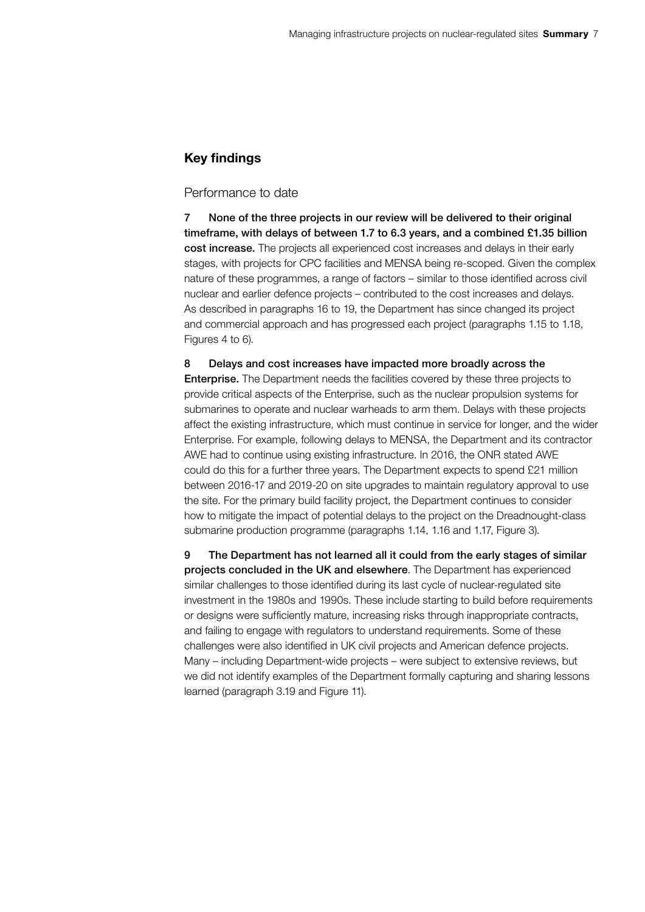## Key findings

### Performance to date

7 **None of the three projects in our review will be delivered to their original timeframe, with delays of between 1.7 to 6.3 years, and a combined £1.35 billion cost increase.** The projects all experienced cost increases and delays in their early stages, with projects for CPC facilities and MENSA being re-scoped. Given the complex nature of these programmes, a range of factors – similar to those identified across civil nuclear and earlier defence projects – contributed to the cost increases and delays. As described in paragraphs 16 to 19, the Department has since changed its project and commercial approach and has progressed each project (paragraphs 1.15 to 1.18, Figures 4 to 6).

8 **Delays and cost increases have impacted more broadly across the Enterprise.** The Department needs the facilities covered by these three projects to provide critical aspects of the Enterprise, such as the nuclear propulsion systems for submarines to operate and nuclear warheads to arm them. Delays with these projects affect the existing infrastructure, which must continue in service for longer, and the wider Enterprise. For example, following delays to MENSA, the Department and its contractor AWE had to continue using existing infrastructure. In 2016, the ONR stated AWE could do this for a further three years. The Department expects to spend £21 million between 2016-17 and 2019-20 on site upgrades to maintain regulatory approval to use the site. For the primary build facility project, the Department continues to consider how to mitigate the impact of potential delays to the project on the Dreadnought-class submarine production programme (paragraphs 1.14, 1.16 and 1.17, Figure 3).

9 **The Department has not learned all it could from the early stages of similar projects concluded in the UK and elsewhere**. The Department has experienced similar challenges to those identified during its last cycle of nuclear-regulated site investment in the 1980s and 1990s. These include starting to build before requirements or designs were sufficiently mature, increasing risks through inappropriate contracts, and failing to engage with regulators to understand requirements. Some of these challenges were also identified in UK civil projects and American defence projects. Many – including Department-wide projects – were subject to extensive reviews, but we did not identify examples of the Department formally capturing and sharing lessons learned (paragraph 3.19 and Figure 11).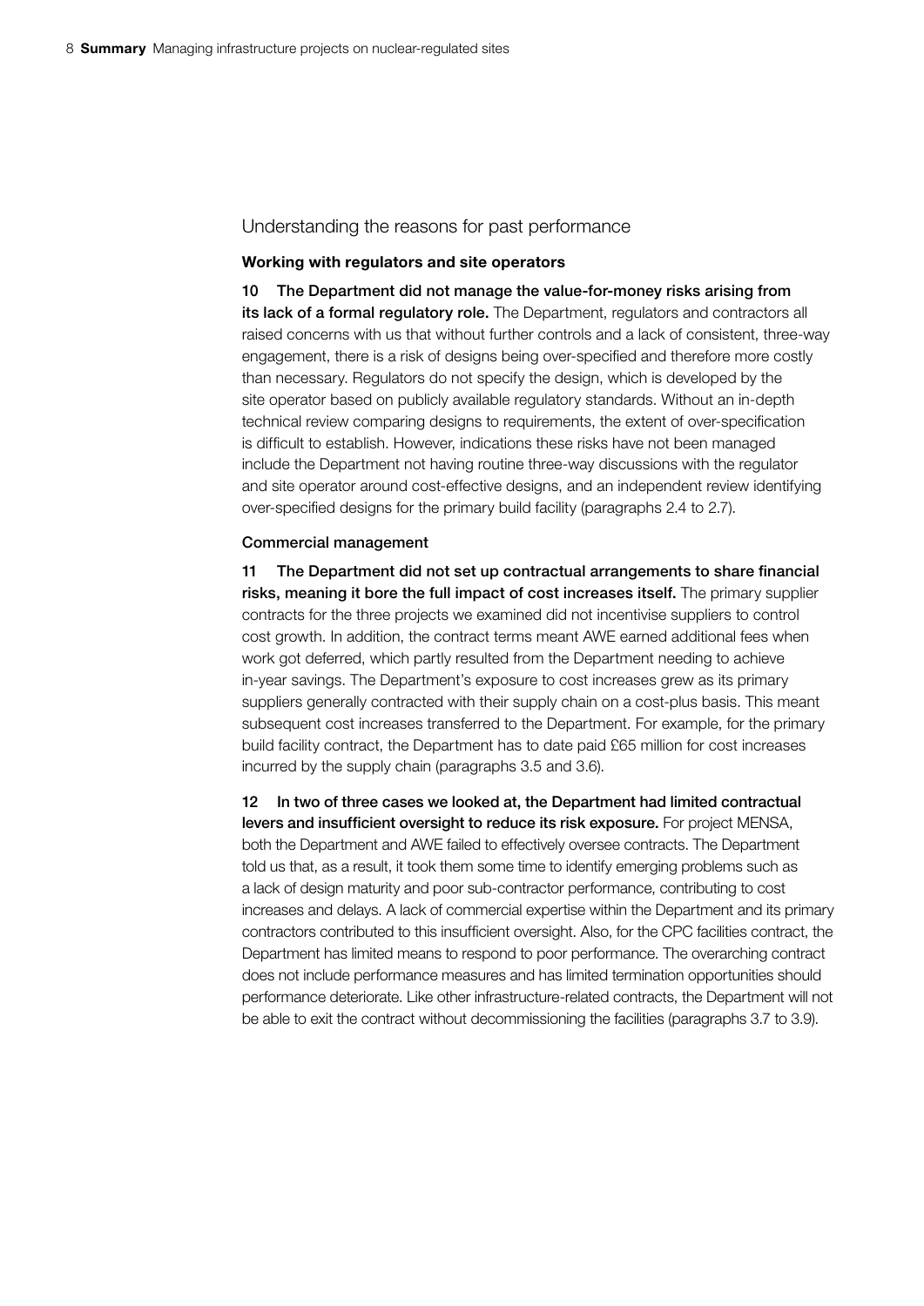## Understanding the reasons for past performance

### Working with regulators and site operators

**10 The Department did not manage the value-for-money risks arising from its lack of a formal regulatory role.** The Department, regulators and contractors all raised concerns with us that without further controls and a lack of consistent, three-way engagement, there is a risk of designs being over-specified and therefore more costly than necessary. Regulators do not specify the design, which is developed by the site operator based on publicly available regulatory standards. Without an in-depth technical review comparing designs to requirements, the extent of over-specification is difficult to establish. However, indications these risks have not been managed include the Department not having routine three-way discussions with the regulator and site operator around cost-effective designs, and an independent review identifying over-specified designs for the primary build facility (paragraphs 2.4 to 2.7).

### Commercial management

**11 The Department did not set up contractual arrangements to share financial risks, meaning it bore the full impact of cost increases itself.** The primary supplier contracts for the three projects we examined did not incentivise suppliers to control cost growth. In addition, the contract terms meant AWE earned additional fees when work got deferred, which partly resulted from the Department needing to achieve in-year savings. The Department's exposure to cost increases grew as its primary suppliers generally contracted with their supply chain on a cost-plus basis. This meant subsequent cost increases transferred to the Department. For example, for the primary build facility contract, the Department has to date paid £65 million for cost increases incurred by the supply chain (paragraphs 3.5 and 3.6).

**12 In two of three cases we looked at, the Department had limited contractual levers and insufficient oversight to reduce its risk exposure.** For project MENSA, both the Department and AWE failed to effectively oversee contracts. The Department told us that, as a result, it took them some time to identify emerging problems such as a lack of design maturity and poor sub-contractor performance, contributing to cost increases and delays. A lack of commercial expertise within the Department and its primary contractors contributed to this insufficient oversight. Also, for the CPC facilities contract, the Department has limited means to respond to poor performance. The overarching contract does not include performance measures and has limited termination opportunities should performance deteriorate. Like other infrastructure-related contracts, the Department will not be able to exit the contract without decommissioning the facilities (paragraphs 3.7 to 3.9).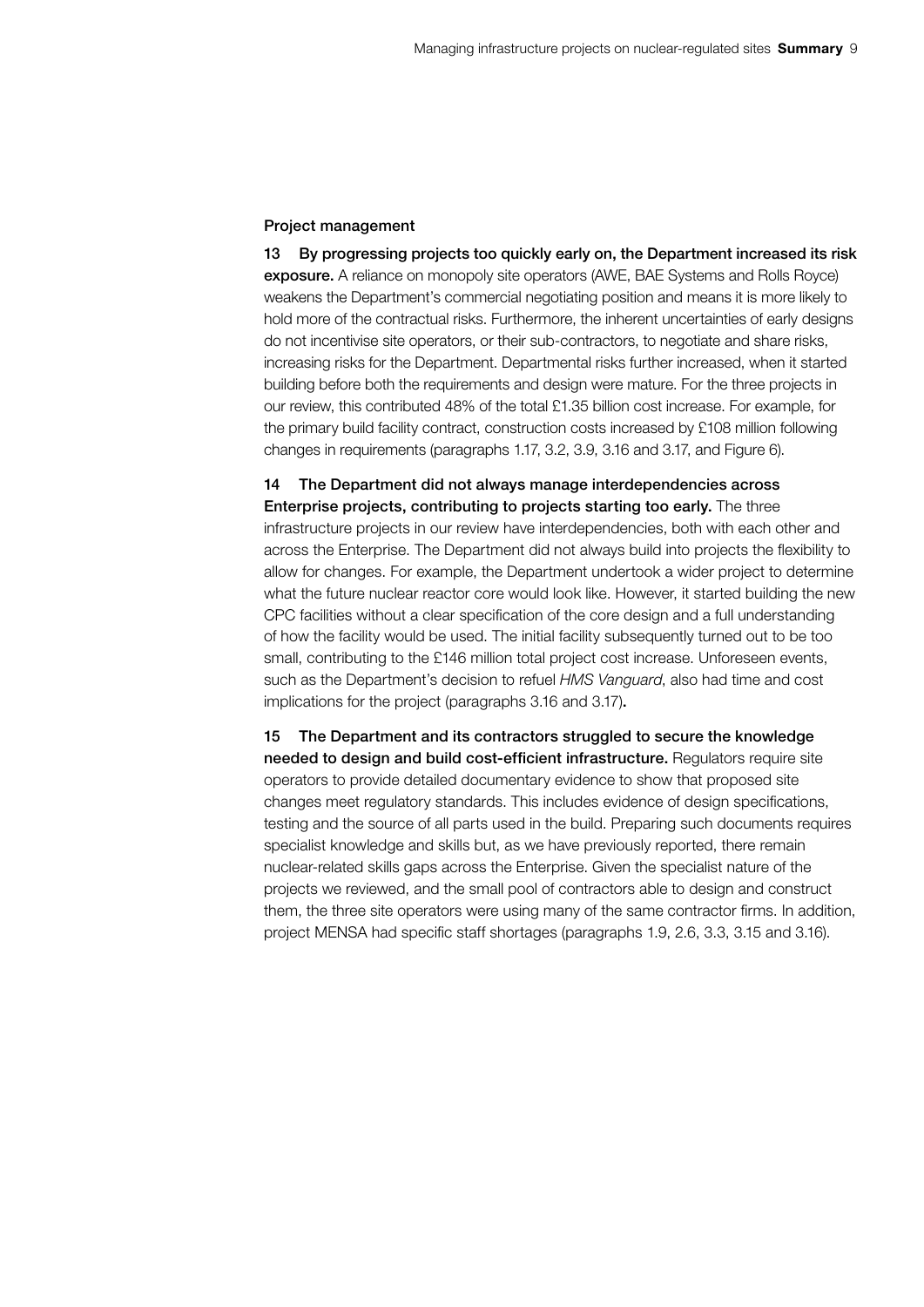#### Project management

**13 By progressing projects too quickly early on, the Department increased its risk exposure.** A reliance on monopoly site operators (AWE, BAE Systems and Rolls Royce) weakens the Department's commercial negotiating position and means it is more likely to hold more of the contractual risks. Furthermore, the inherent uncertainties of early designs do not incentivise site operators, or their sub-contractors, to negotiate and share risks, increasing risks for the Department. Departmental risks further increased, when it started building before both the requirements and design were mature. For the three projects in our review, this contributed 48% of the total £1.35 billion cost increase. For example, for the primary build facility contract, construction costs increased by £108 million following changes in requirements (paragraphs 1.17, 3.2, 3.9, 3.16 and 3.17, and Figure 6).

**14 The Department did not always manage interdependencies across Enterprise projects, contributing to projects starting too early.** The three infrastructure projects in our review have interdependencies, both with each other and across the Enterprise. The Department did not always build into projects the flexibility to allow for changes. For example, the Department undertook a wider project to determine what the future nuclear reactor core would look like. However, it started building the new CPC facilities without a clear specification of the core design and a full understanding of how the facility would be used. The initial facility subsequently turned out to be too small, contributing to the £146 million total project cost increase. Unforeseen events, such as the Department's decision to refuel *HMS Vanguard*, also had time and cost implications for the project (paragraphs 3.16 and 3.17).

**15 The Department and its contractors struggled to secure the knowledge needed to design and build cost-efficient infrastructure.** Regulators require site operators to provide detailed documentary evidence to show that proposed site changes meet regulatory standards. This includes evidence of design specifications, testing and the source of all parts used in the build. Preparing such documents requires specialist knowledge and skills but, as we have previously reported, there remain nuclear-related skills gaps across the Enterprise. Given the specialist nature of the projects we reviewed, and the small pool of contractors able to design and construct them, the three site operators were using many of the same contractor firms. In addition, project MENSA had specific staff shortages (paragraphs 1.9, 2.6, 3.3, 3.15 and 3.16).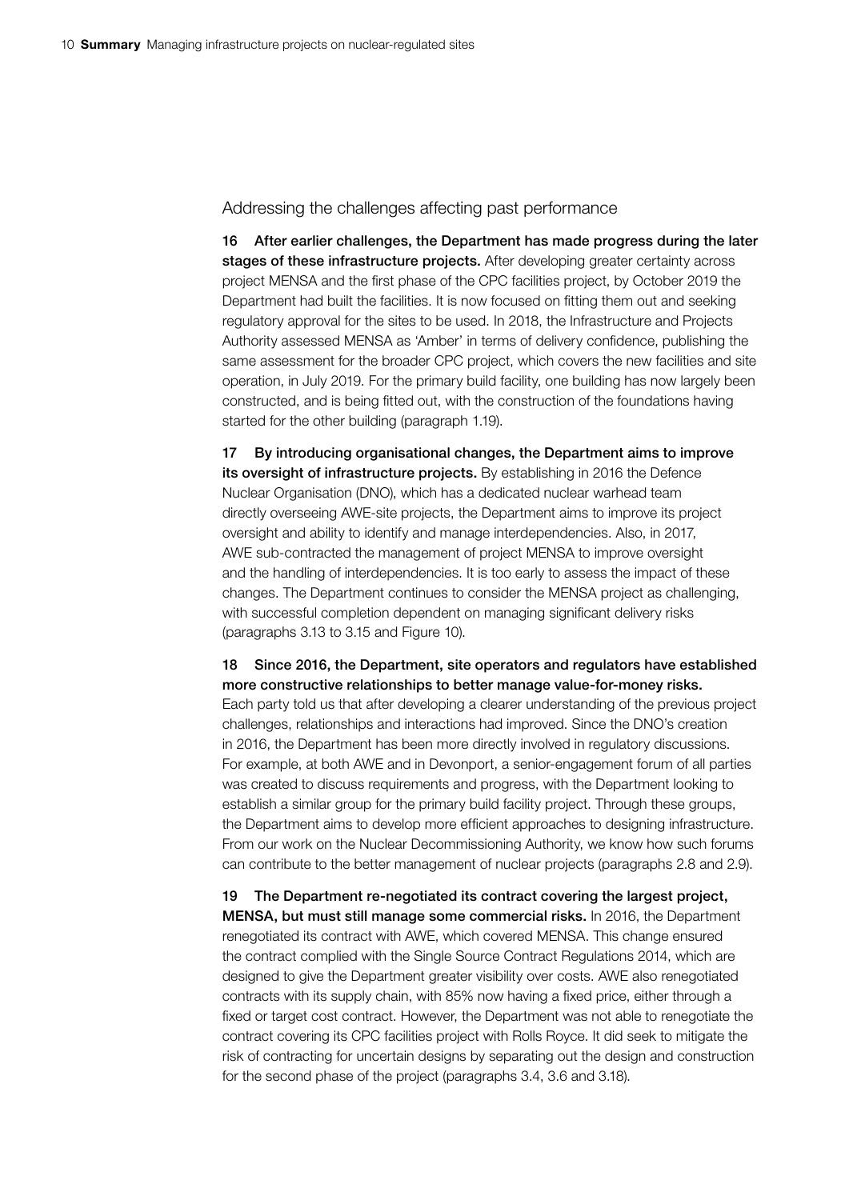## Addressing the challenges affecting past performance

**16 After earlier challenges, the Department has made progress during the later stages of these infrastructure projects.** After developing greater certainty across project MENSA and the first phase of the CPC facilities project, by October 2019 the Department had built the facilities. It is now focused on fitting them out and seeking regulatory approval for the sites to be used. In 2018, the Infrastructure and Projects Authority assessed MENSA as 'Amber' in terms of delivery confidence, publishing the same assessment for the broader CPC project, which covers the new facilities and site operation, in July 2019. For the primary build facility, one building has now largely been constructed, and is being fitted out, with the construction of the foundations having started for the other building (paragraph 1.19).

**17 By introducing organisational changes, the Department aims to improve its oversight of infrastructure projects.** By establishing in 2016 the Defence Nuclear Organisation (DNO), which has a dedicated nuclear warhead team directly overseeing AWE-site projects, the Department aims to improve its project oversight and ability to identify and manage interdependencies. Also, in 2017, AWE sub-contracted the management of project MENSA to improve oversight and the handling of interdependencies. It is too early to assess the impact of these changes. The Department continues to consider the MENSA project as challenging, with successful completion dependent on managing significant delivery risks (paragraphs 3.13 to 3.15 and Figure 10).

**18 Since 2016, the Department, site operators and regulators have established more constructive relationships to better manage value-for-money risks.** Each party told us that after developing a clearer understanding of the previous project challenges, relationships and interactions had improved. Since the DNO's creation in 2016, the Department has been more directly involved in regulatory discussions. For example, at both AWE and in Devonport, a senior-engagement forum of all parties was created to discuss requirements and progress, with the Department looking to establish a similar group for the primary build facility project. Through these groups, the Department aims to develop more efficient approaches to designing infrastructure. From our work on the Nuclear Decommissioning Authority, we know how such forums can contribute to the better management of nuclear projects (paragraphs 2.8 and 2.9).

**19 The Department re-negotiated its contract covering the largest project, MENSA, but must still manage some commercial risks.** In 2016, the Department renegotiated its contract with AWE, which covered MENSA. This change ensured the contract complied with the Single Source Contract Regulations 2014, which are designed to give the Department greater visibility over costs. AWE also renegotiated contracts with its supply chain, with 85% now having a fixed price, either through a fixed or target cost contract. However, the Department was not able to renegotiate the contract covering its CPC facilities project with Rolls Royce. It did seek to mitigate the risk of contracting for uncertain designs by separating out the design and construction for the second phase of the project (paragraphs 3.4, 3.6 and 3.18).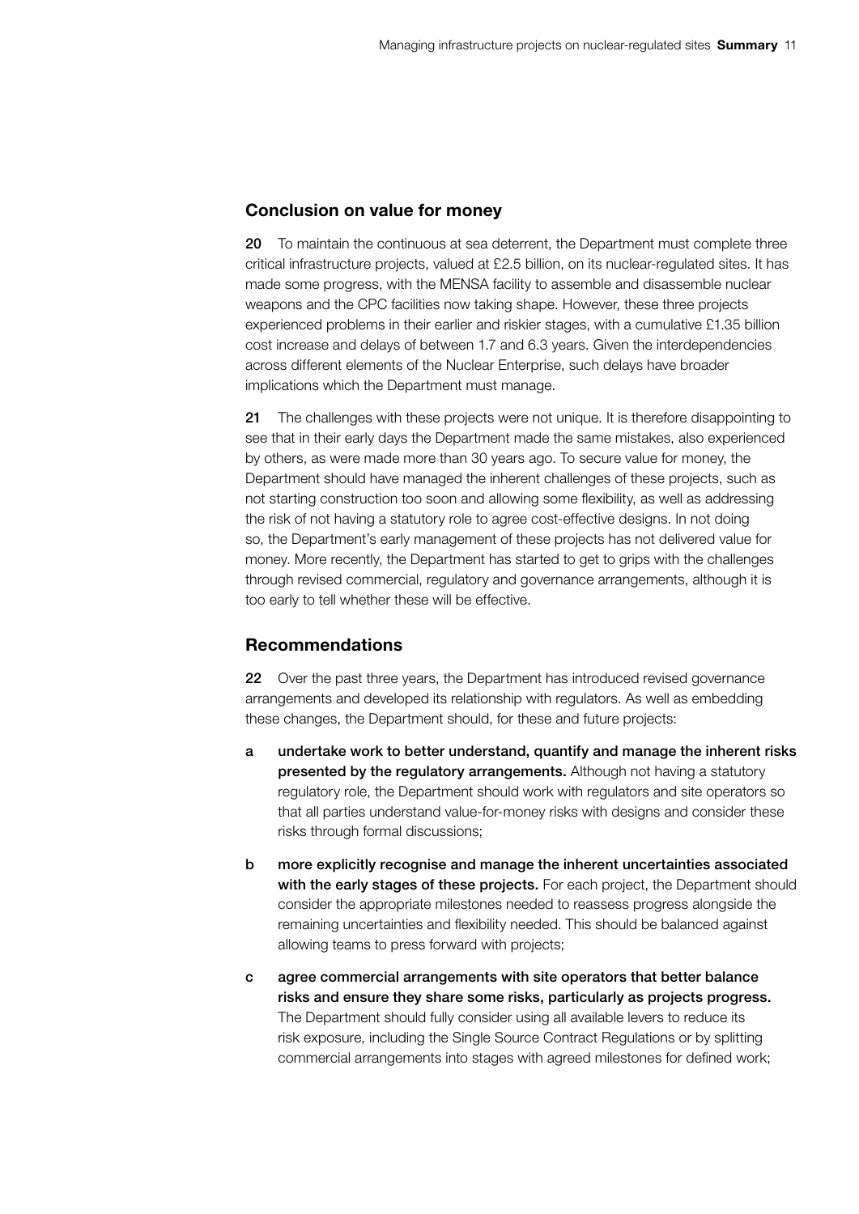## Conclusion on value for money

**20** To maintain the continuous at sea deterrent, the Department must complete three critical infrastructure projects, valued at £2.5 billion, on its nuclear-regulated sites. It has made some progress, with the MENSA facility to assemble and disassemble nuclear weapons and the CPC facilities now taking shape. However, these three projects experienced problems in their earlier and riskier stages, with a cumulative £1.35 billion cost increase and delays of between 1.7 and 6.3 years. Given the interdependencies across different elements of the Nuclear Enterprise, such delays have broader implications which the Department must manage.

**21** The challenges with these projects were not unique. It is therefore disappointing to see that in their early days the Department made the same mistakes, also experienced by others, as were made more than 30 years ago. To secure value for money, the Department should have managed the inherent challenges of these projects, such as not starting construction too soon and allowing some flexibility, as well as addressing the risk of not having a statutory role to agree cost-effective designs. In not doing so, the Department's early management of these projects has not delivered value for money. More recently, the Department has started to get to grips with the challenges through revised commercial, regulatory and governance arrangements, although it is too early to tell whether these will be effective.

## Recommendations

**22** Over the past three years, the Department has introduced revised governance arrangements and developed its relationship with regulators. As well as embedding these changes, the Department should, for these and future projects:

a **undertake work to better understand, quantify and manage the inherent risks presented by the regulatory arrangements.** Although not having a statutory regulatory role, the Department should work with regulators and site operators so that all parties understand value-for-money risks with designs and consider these risks through formal discussions;

b **more explicitly recognise and manage the inherent uncertainties associated with the early stages of these projects.** For each project, the Department should consider the appropriate milestones needed to reassess progress alongside the remaining uncertainties and flexibility needed. This should be balanced against allowing teams to press forward with projects;

c **agree commercial arrangements with site operators that better balance risks and ensure they share some risks, particularly as projects progress.** The Department should fully consider using all available levers to reduce its risk exposure, including the Single Source Contract Regulations or by splitting commercial arrangements into stages with agreed milestones for defined work;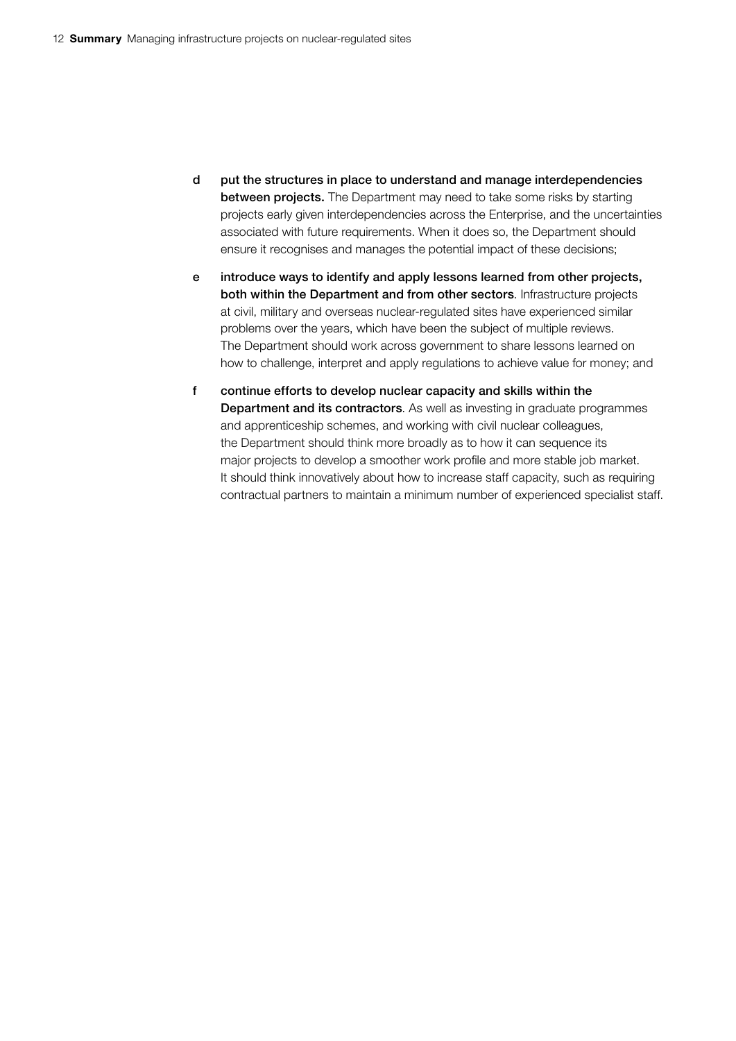d **put the structures in place to understand and manage interdependencies between projects.** The Department may need to take some risks by starting projects early given interdependencies across the Enterprise, and the uncertainties associated with future requirements. When it does so, the Department should ensure it recognises and manages the potential impact of these decisions;

e **introduce ways to identify and apply lessons learned from other projects, both within the Department and from other sectors**. Infrastructure projects at civil, military and overseas nuclear-regulated sites have experienced similar problems over the years, which have been the subject of multiple reviews. The Department should work across government to share lessons learned on how to challenge, interpret and apply regulations to achieve value for money; and

f **continue efforts to develop nuclear capacity and skills within the Department and its contractors**. As well as investing in graduate programmes and apprenticeship schemes, and working with civil nuclear colleagues, the Department should think more broadly as to how it can sequence its major projects to develop a smoother work profile and more stable job market. It should think innovatively about how to increase staff capacity, such as requiring contractual partners to maintain a minimum number of experienced specialist staff.